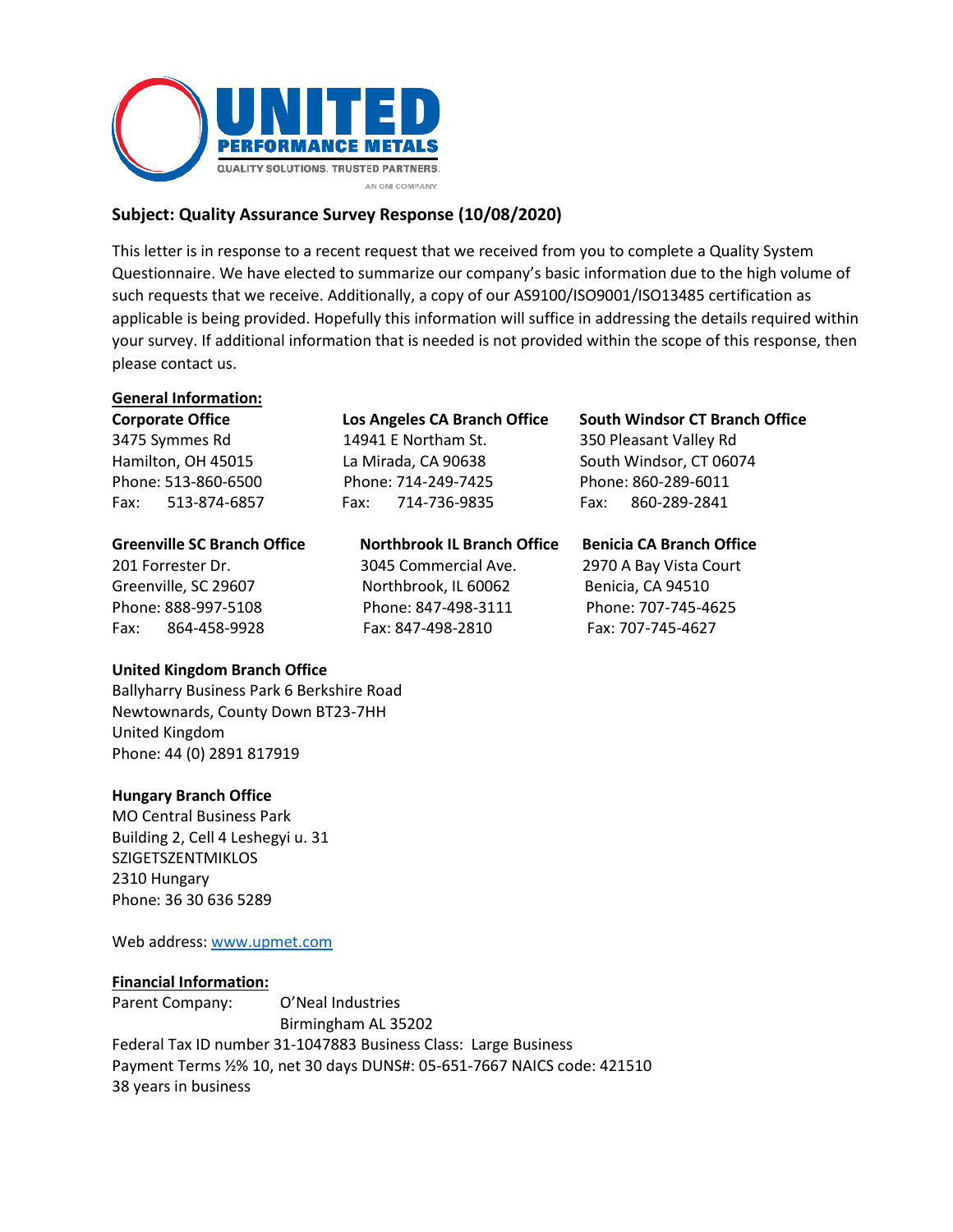UNITED PERFORMANCE METALS

QUALITY SOLUTIONS. TRUSTED PARTNERS.

AN ONI COMPANY

## Subject: Quality Assurance Survey Response (10/08/2020)

This letter is in response to a recent request that we received from you to complete a Quality System Questionnaire. We have elected to summarize our company's basic information due to the high volume of such requests that we receive. Additionally, a copy of our AS9100/ISO9001/ISO13485 certification as applicable is being provided. Hopefully this information will suffice in addressing the details required within your survey. If additional information that is needed is not provided within the scope of this response, then please contact us.

**General Information:**

**Corporate Office**
3475 Symmes Rd
Hamilton, OH 45015
Phone: 513-860-6500
Fax: 513-874-6857

**Los Angeles CA Branch Office**
14941 E Northam St.
La Mirada, CA 90638
Phone: 714-249-7425
Fax: 714-736-9835

**South Windsor CT Branch Office**
350 Pleasant Valley Rd
South Windsor, CT 06074
Phone: 860-289-6011
Fax: 860-289-2841

**Greenville SC Branch Office**
201 Forrester Dr.
Greenville, SC 29607
Phone: 888-997-5108
Fax: 864-458-9928

**Northbrook IL Branch Office**
3045 Commercial Ave.
Northbrook, IL 60062
Phone: 847-498-3111
Fax: 847-498-2810

**Benicia CA Branch Office**
2970 A Bay Vista Court
Benicia, CA 94510
Phone: 707-745-4625
Fax: 707-745-4627

**United Kingdom Branch Office**
Ballyharry Business Park 6 Berkshire Road
Newtownards, County Down BT23-7HH
United Kingdom
Phone: 44 (0) 2891 817919

**Hungary Branch Office**
MO Central Business Park
Building 2, Cell 4 Leshegyi u. 31
SZIGETSZENTMIKLOS
2310 Hungary
Phone: 36 30 636 5289

Web address: www.upmet.com

**Financial Information:**

Parent Company: O'Neal Industries
Birmingham AL 35202

Federal Tax ID number 31-1047883 Business Class: Large Business

Payment Terms ½% 10, net 30 days DUNS#: 05-651-7667 NAICS code: 421510

38 years in business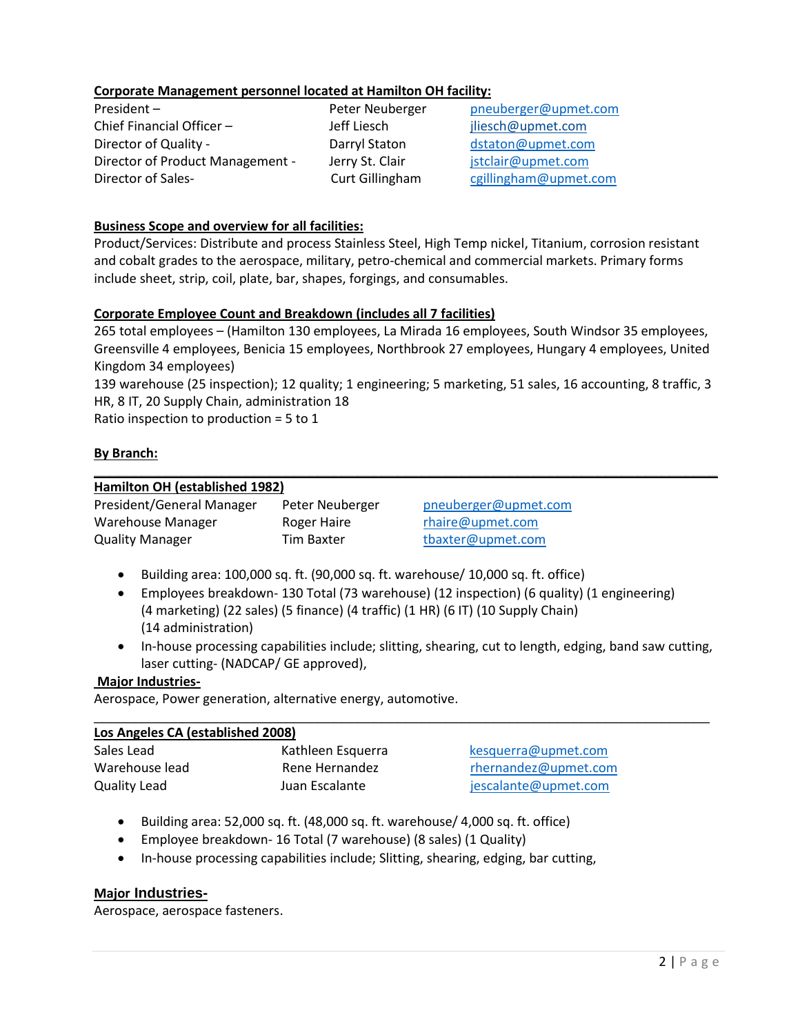**Corporate Management personnel located at Hamilton OH facility:**

| | | |
|---|---|---|
| President – | Peter Neuberger | pneuberger@upmet.com |
| Chief Financial Officer – | Jeff Liesch | jliesch@upmet.com |
| Director of Quality - | Darryl Staton | dstaton@upmet.com |
| Director of Product Management - | Jerry St. Clair | jstclair@upmet.com |
| Director of Sales- | Curt Gillingham | cgillingham@upmet.com |

**Business Scope and overview for all facilities:**

Product/Services: Distribute and process Stainless Steel, High Temp nickel, Titanium, corrosion resistant and cobalt grades to the aerospace, military, petro-chemical and commercial markets. Primary forms include sheet, strip, coil, plate, bar, shapes, forgings, and consumables.

**Corporate Employee Count and Breakdown (includes all 7 facilities)**

265 total employees – (Hamilton 130 employees, La Mirada 16 employees, South Windsor 35 employees, Greensville 4 employees, Benicia 15 employees, Northbrook 27 employees, Hungary 4 employees, United Kingdom 34 employees)

139 warehouse (25 inspection); 12 quality; 1 engineering; 5 marketing, 51 sales, 16 accounting, 8 traffic, 3 HR, 8 IT, 20 Supply Chain, administration 18

Ratio inspection to production = 5 to 1

**By Branch:**

---

**Hamilton OH (established 1982)**

| | | |
|---|---|---|
| President/General Manager | Peter Neuberger | pneuberger@upmet.com |
| Warehouse Manager | Roger Haire | rhaire@upmet.com |
| Quality Manager | Tim Baxter | tbaxter@upmet.com |

- Building area: 100,000 sq. ft. (90,000 sq. ft. warehouse/ 10,000 sq. ft. office)
- Employees breakdown- 130 Total (73 warehouse) (12 inspection) (6 quality) (1 engineering) (4 marketing) (22 sales) (5 finance) (4 traffic) (1 HR) (6 IT) (10 Supply Chain) (14 administration)
- In-house processing capabilities include; slitting, shearing, cut to length, edging, band saw cutting, laser cutting- (NADCAP/ GE approved),

**Major Industries-**

Aerospace, Power generation, alternative energy, automotive.

---

**Los Angeles CA (established 2008)**

| | | |
|---|---|---|
| Sales Lead | Kathleen Esquerra | kesquerra@upmet.com |
| Warehouse lead | Rene Hernandez | rhernandez@upmet.com |
| Quality Lead | Juan Escalante | jescalante@upmet.com |

- Building area: 52,000 sq. ft. (48,000 sq. ft. warehouse/ 4,000 sq. ft. office)
- Employee breakdown- 16 Total (7 warehouse) (8 sales) (1 Quality)
- In-house processing capabilities include; Slitting, shearing, edging, bar cutting,

**Major Industries-**

Aerospace, aerospace fasteners.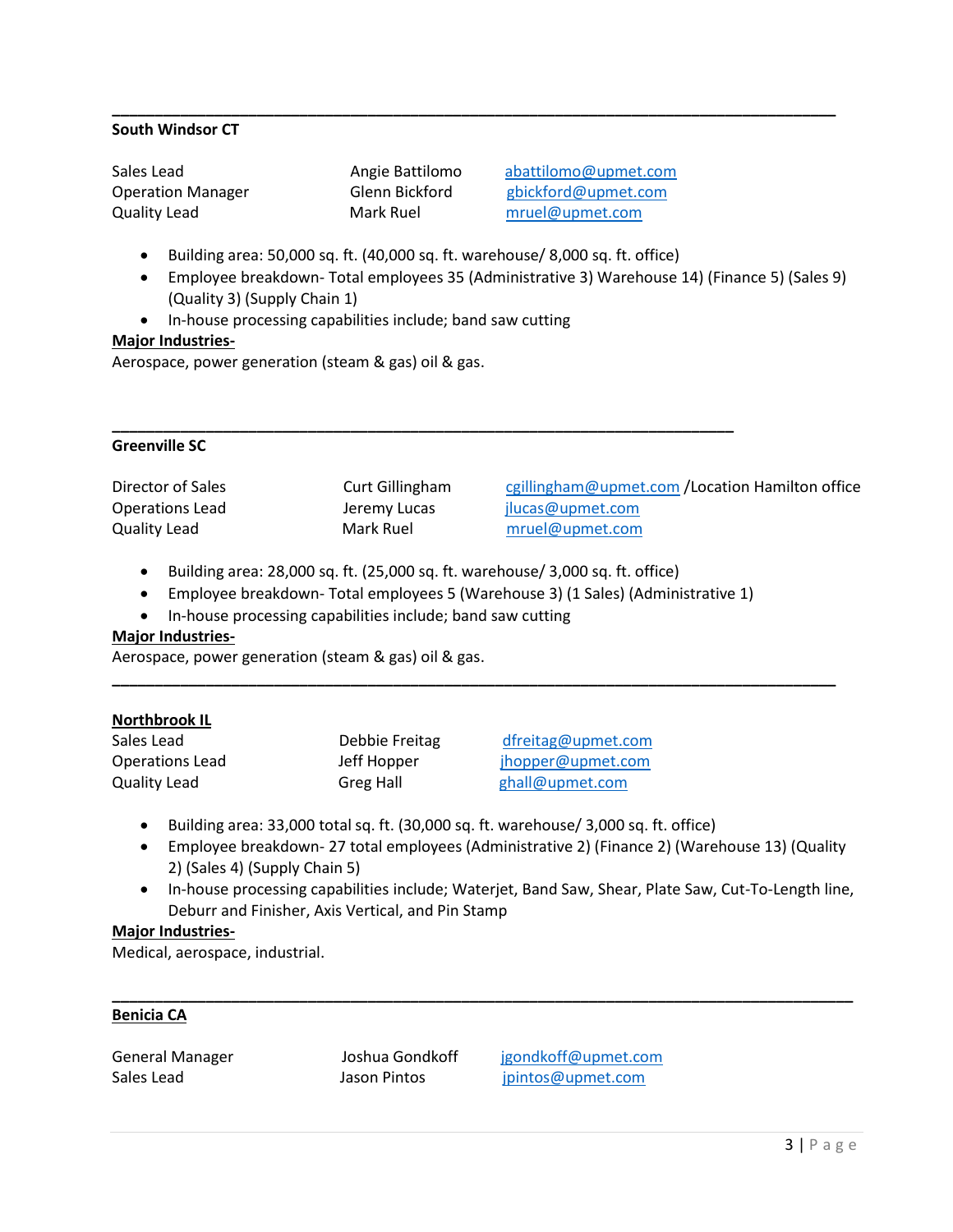---

**South Windsor CT**

| | | |
|---|---|---|
| Sales Lead | Angie Battilomo | abattilomo@upmet.com |
| Operation Manager | Glenn Bickford | gbickford@upmet.com |
| Quality Lead | Mark Ruel | mruel@upmet.com |

- Building area: 50,000 sq. ft. (40,000 sq. ft. warehouse/ 8,000 sq. ft. office)
- Employee breakdown- Total employees 35 (Administrative 3) Warehouse 14) (Finance 5) (Sales 9) (Quality 3) (Supply Chain 1)
- In-house processing capabilities include; band saw cutting

**Major Industries-**

Aerospace, power generation (steam & gas) oil & gas.

---

**Greenville SC**

| | | |
|---|---|---|
| Director of Sales | Curt Gillingham | cgillingham@upmet.com /Location Hamilton office |
| Operations Lead | Jeremy Lucas | jlucas@upmet.com |
| Quality Lead | Mark Ruel | mruel@upmet.com |

- Building area: 28,000 sq. ft. (25,000 sq. ft. warehouse/ 3,000 sq. ft. office)
- Employee breakdown- Total employees 5 (Warehouse 3) (1 Sales) (Administrative 1)
- In-house processing capabilities include; band saw cutting

**Major Industries-**

Aerospace, power generation (steam & gas) oil & gas.

---

**Northbrook IL**

| | | |
|---|---|---|
| Sales Lead | Debbie Freitag | dfreitag@upmet.com |
| Operations Lead | Jeff Hopper | jhopper@upmet.com |
| Quality Lead | Greg Hall | ghall@upmet.com |

- Building area: 33,000 total sq. ft. (30,000 sq. ft. warehouse/ 3,000 sq. ft. office)
- Employee breakdown- 27 total employees (Administrative 2) (Finance 2) (Warehouse 13) (Quality 2) (Sales 4) (Supply Chain 5)
- In-house processing capabilities include; Waterjet, Band Saw, Shear, Plate Saw, Cut-To-Length line, Deburr and Finisher, Axis Vertical, and Pin Stamp

**Major Industries-**

Medical, aerospace, industrial.

---

**Benicia CA**

| | | |
|---|---|---|
| General Manager | Joshua Gondkoff | jgondkoff@upmet.com |
| Sales Lead | Jason Pintos | jpintos@upmet.com |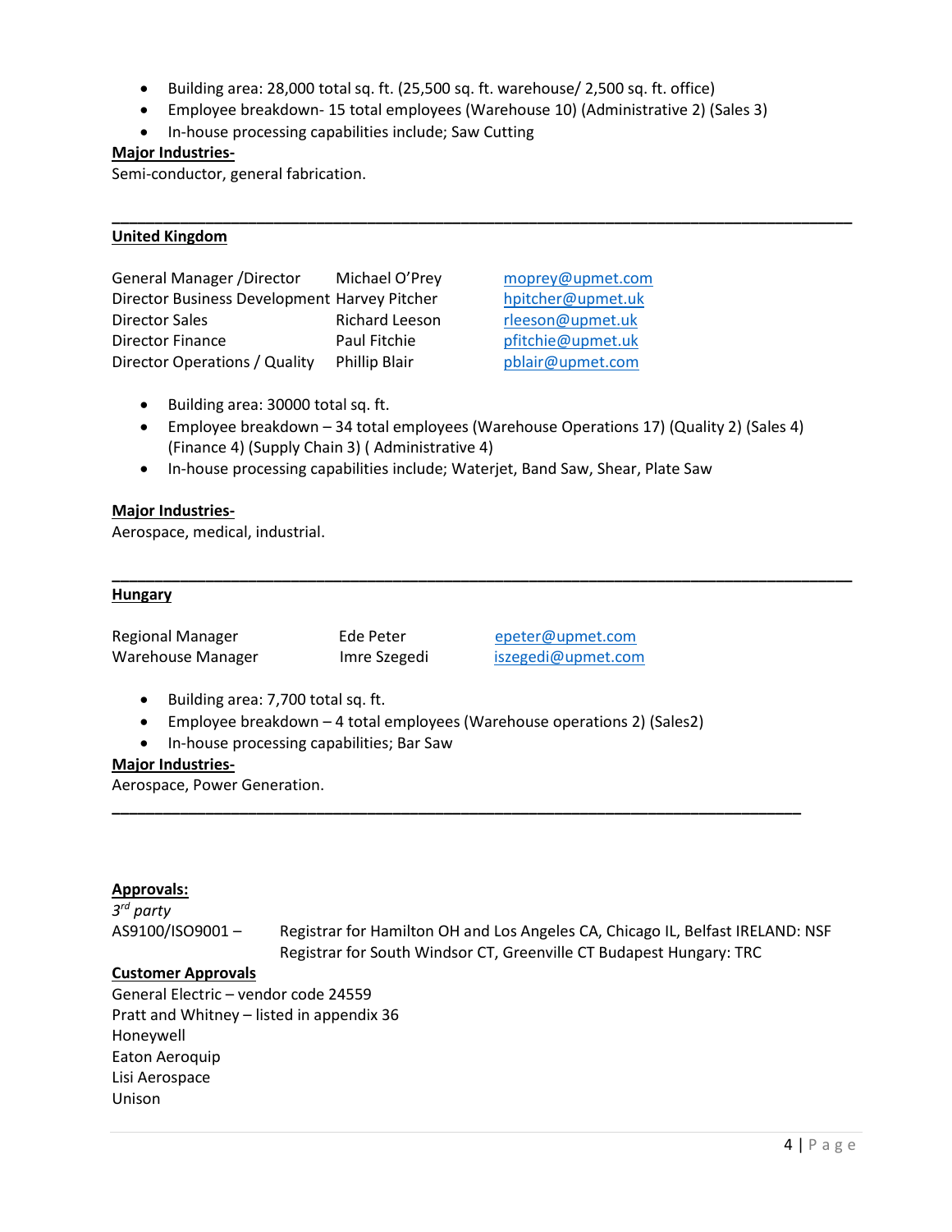- Building area: 28,000 total sq. ft. (25,500 sq. ft. warehouse/ 2,500 sq. ft. office)
- Employee breakdown- 15 total employees (Warehouse 10) (Administrative 2) (Sales 3)
- In-house processing capabilities include; Saw Cutting

**Major Industries-**

Semi-conductor, general fabrication.

---

**United Kingdom**

| | | |
|---|---|---|
| General Manager /Director | Michael O'Prey | moprey@upmet.com |
| Director Business Development | Harvey Pitcher | hpitcher@upmet.uk |
| Director Sales | Richard Leeson | rleeson@upmet.uk |
| Director Finance | Paul Fitchie | pfitchie@upmet.uk |
| Director Operations / Quality | Phillip Blair | pblair@upmet.com |

- Building area: 30000 total sq. ft.
- Employee breakdown – 34 total employees (Warehouse Operations 17) (Quality 2) (Sales 4) (Finance 4) (Supply Chain 3) ( Administrative 4)
- In-house processing capabilities include; Waterjet, Band Saw, Shear, Plate Saw

**Major Industries-**

Aerospace, medical, industrial.

---

**Hungary**

| | | |
|---|---|---|
| Regional Manager | Ede Peter | epeter@upmet.com |
| Warehouse Manager | Imre Szegedi | iszegedi@upmet.com |

- Building area: 7,700 total sq. ft.
- Employee breakdown – 4 total employees (Warehouse operations 2) (Sales2)
- In-house processing capabilities; Bar Saw

**Major Industries-**

Aerospace, Power Generation.

---

**Approvals:**

*3rd party*

AS9100/ISO9001 – Registrar for Hamilton OH and Los Angeles CA, Chicago IL, Belfast IRELAND: NSF
Registrar for South Windsor CT, Greenville CT Budapest Hungary: TRC

**Customer Approvals**

General Electric – vendor code 24559
Pratt and Whitney – listed in appendix 36
Honeywell
Eaton Aeroquip
Lisi Aerospace
Unison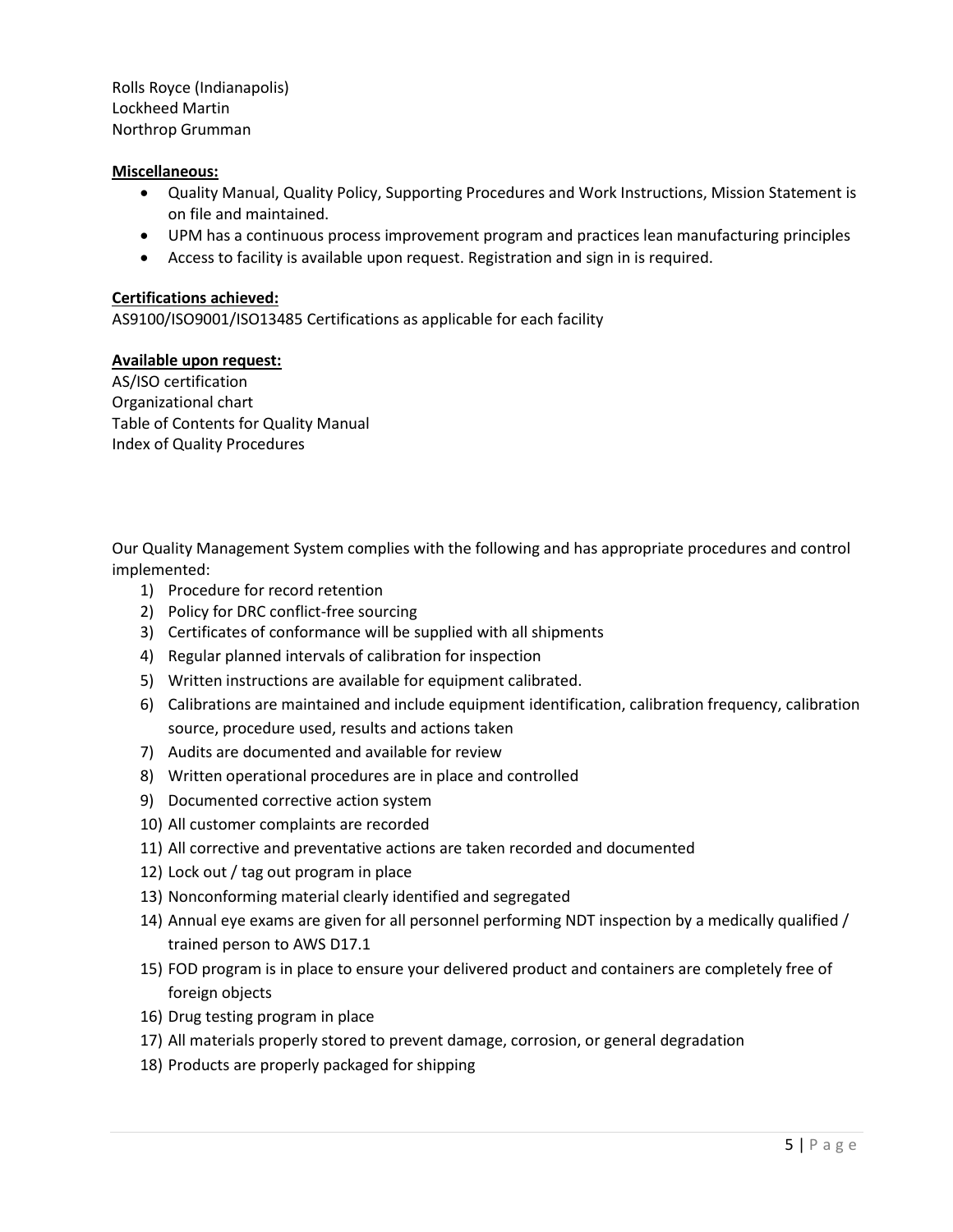Rolls Royce (Indianapolis)
Lockheed Martin
Northrop Grumman

**Miscellaneous:**

- Quality Manual, Quality Policy, Supporting Procedures and Work Instructions, Mission Statement is on file and maintained.
- UPM has a continuous process improvement program and practices lean manufacturing principles
- Access to facility is available upon request. Registration and sign in is required.

**Certifications achieved:**

AS9100/ISO9001/ISO13485 Certifications as applicable for each facility

**Available upon request:**

AS/ISO certification
Organizational chart
Table of Contents for Quality Manual
Index of Quality Procedures

Our Quality Management System complies with the following and has appropriate procedures and control implemented:

1) Procedure for record retention
2) Policy for DRC conflict-free sourcing
3) Certificates of conformance will be supplied with all shipments
4) Regular planned intervals of calibration for inspection
5) Written instructions are available for equipment calibrated.
6) Calibrations are maintained and include equipment identification, calibration frequency, calibration source, procedure used, results and actions taken
7) Audits are documented and available for review
8) Written operational procedures are in place and controlled
9) Documented corrective action system
10) All customer complaints are recorded
11) All corrective and preventative actions are taken recorded and documented
12) Lock out / tag out program in place
13) Nonconforming material clearly identified and segregated
14) Annual eye exams are given for all personnel performing NDT inspection by a medically qualified / trained person to AWS D17.1
15) FOD program is in place to ensure your delivered product and containers are completely free of foreign objects
16) Drug testing program in place
17) All materials properly stored to prevent damage, corrosion, or general degradation
18) Products are properly packaged for shipping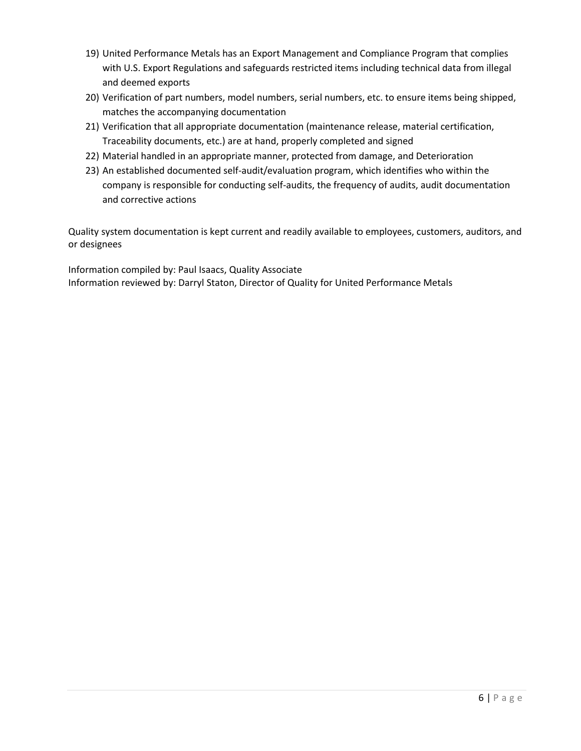19) United Performance Metals has an Export Management and Compliance Program that complies with U.S. Export Regulations and safeguards restricted items including technical data from illegal and deemed exports
20) Verification of part numbers, model numbers, serial numbers, etc. to ensure items being shipped, matches the accompanying documentation
21) Verification that all appropriate documentation (maintenance release, material certification, Traceability documents, etc.) are at hand, properly completed and signed
22) Material handled in an appropriate manner, protected from damage, and Deterioration
23) An established documented self-audit/evaluation program, which identifies who within the company is responsible for conducting self-audits, the frequency of audits, audit documentation and corrective actions

Quality system documentation is kept current and readily available to employees, customers, auditors, and or designees

Information compiled by: Paul Isaacs, Quality Associate
Information reviewed by: Darryl Staton, Director of Quality for United Performance Metals